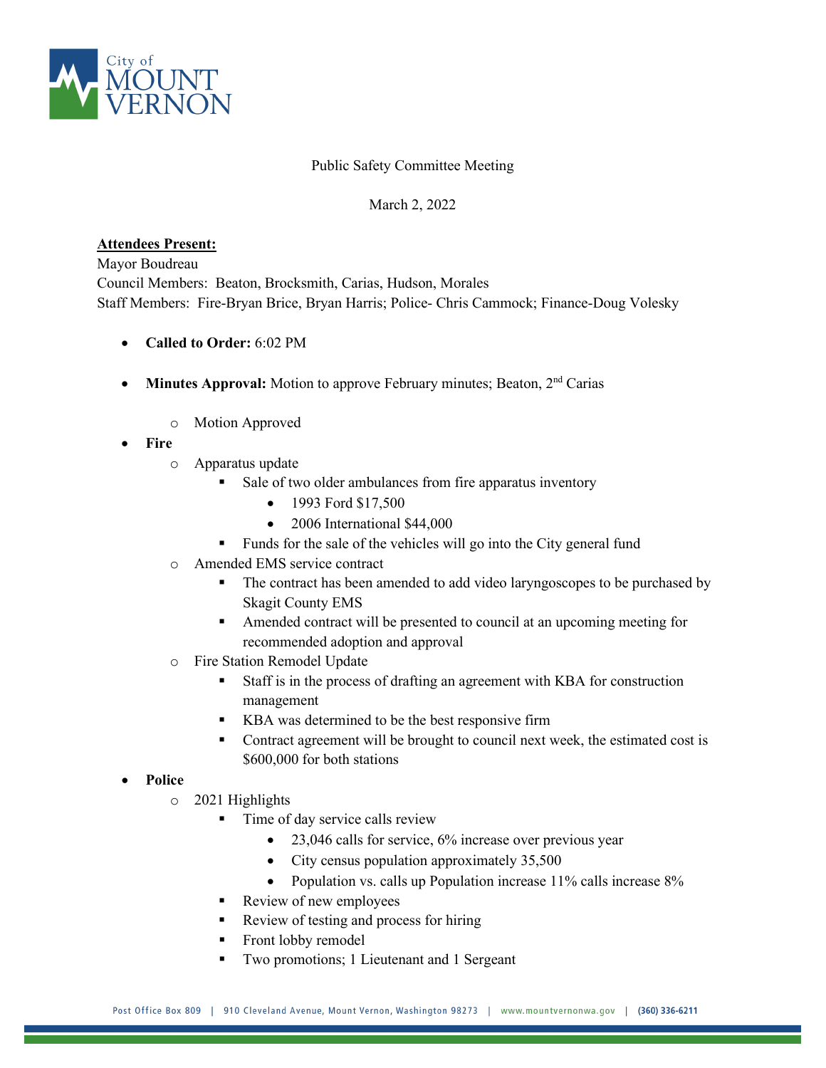Public Safety Committee Meeting

March 2, 2022

**Attendees Present:**

Mayor Boudreau
Council Members: Beaton, Brocksmith, Carias, Hudson, Morales
Staff Members: Fire-Bryan Brice, Bryan Harris; Police- Chris Cammock; Finance-Doug Volesky

- **Called to Order:** 6:02 PM
- **Minutes Approval:** Motion to approve February minutes; Beaton, 2nd Carias
  - Motion Approved
- **Fire**
  - Apparatus update
    - Sale of two older ambulances from fire apparatus inventory
      - 1993 Ford $17,500
      - 2006 International $44,000
    - Funds for the sale of the vehicles will go into the City general fund
  - Amended EMS service contract
    - The contract has been amended to add video laryngoscopes to be purchased by Skagit County EMS
    - Amended contract will be presented to council at an upcoming meeting for recommended adoption and approval
  - Fire Station Remodel Update
    - Staff is in the process of drafting an agreement with KBA for construction management
    - KBA was determined to be the best responsive firm
    - Contract agreement will be brought to council next week, the estimated cost is $600,000 for both stations
- **Police**
  - 2021 Highlights
    - Time of day service calls review
      - 23,046 calls for service, 6% increase over previous year
      - City census population approximately 35,500
      - Population vs. calls up Population increase 11% calls increase 8%
    - Review of new employees
    - Review of testing and process for hiring
    - Front lobby remodel
    - Two promotions; 1 Lieutenant and 1 Sergeant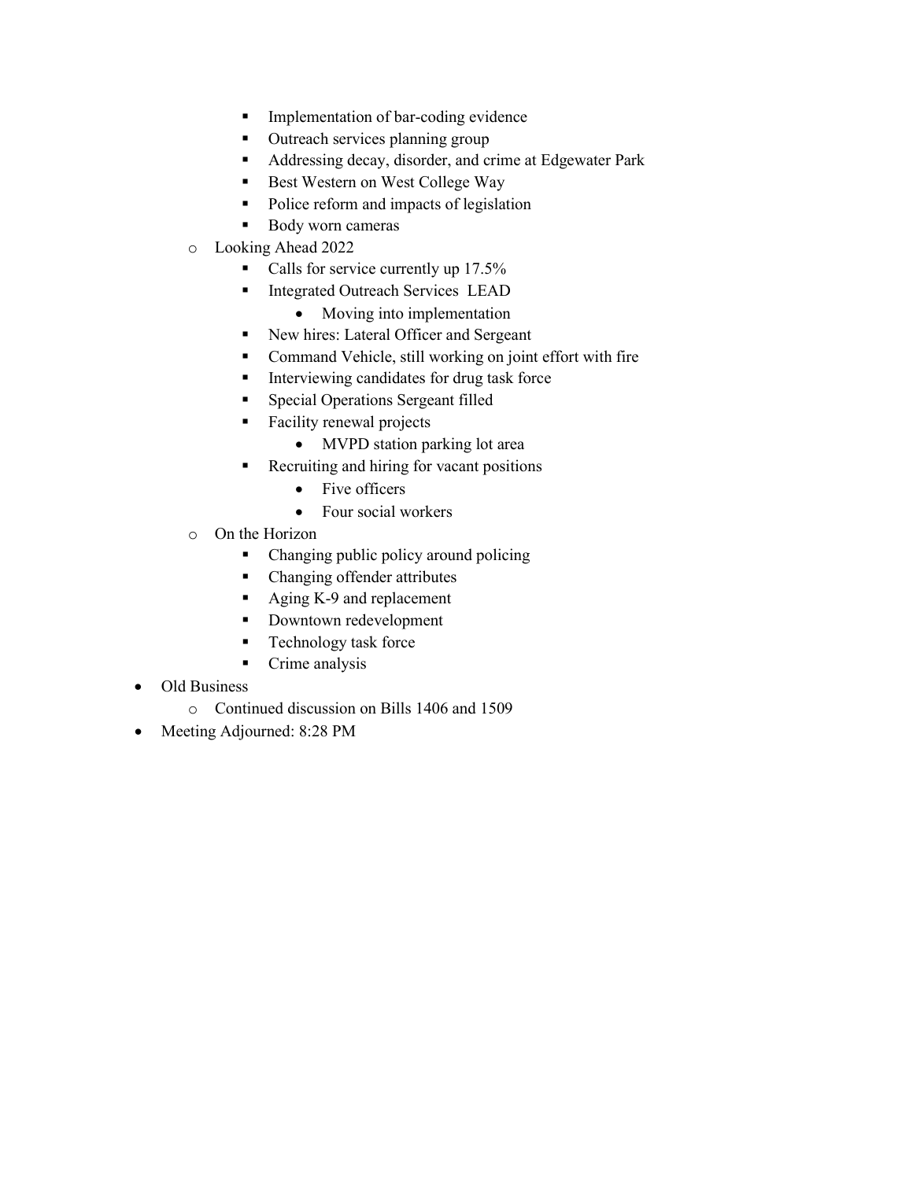- Implementation of bar-coding evidence
        - Outreach services planning group
        - Addressing decay, disorder, and crime at Edgewater Park
        - Best Western on West College Way
        - Police reform and impacts of legislation
        - Body worn cameras
    - Looking Ahead 2022
        - Calls for service currently up 17.5%
        - Integrated Outreach Services  LEAD
            - Moving into implementation
        - New hires: Lateral Officer and Sergeant
        - Command Vehicle, still working on joint effort with fire
        - Interviewing candidates for drug task force
        - Special Operations Sergeant filled
        - Facility renewal projects
            - MVPD station parking lot area
        - Recruiting and hiring for vacant positions
            - Five officers
            - Four social workers
    - On the Horizon
        - Changing public policy around policing
        - Changing offender attributes
        - Aging K-9 and replacement
        - Downtown redevelopment
        - Technology task force
        - Crime analysis
- Old Business
    - Continued discussion on Bills 1406 and 1509
- Meeting Adjourned: 8:28 PM